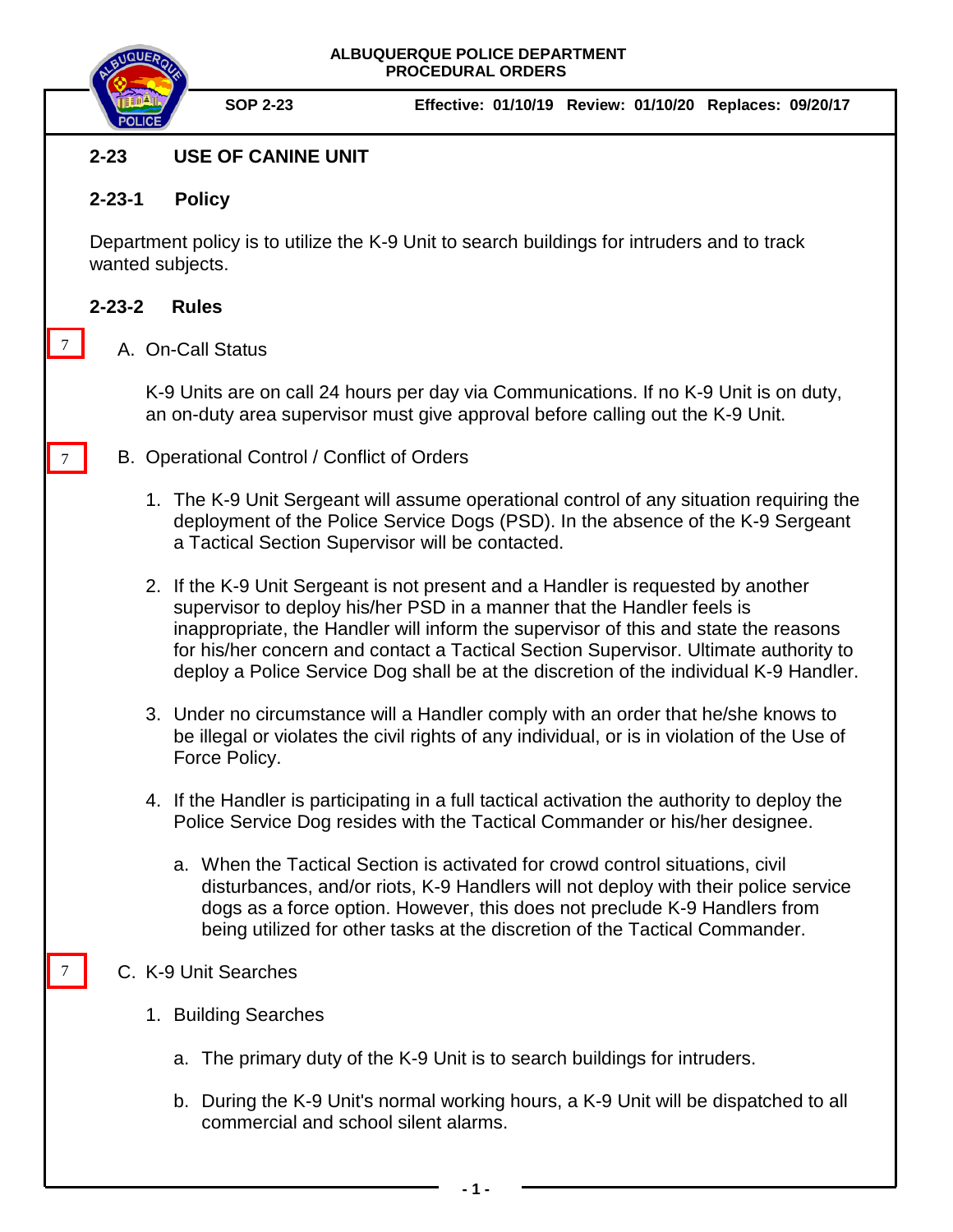ALBUQUERQUE POLICE DEPARTMENT
PROCEDURAL ORDERS

**SOP 2-23** **Effective: 01/10/19 Review: 01/10/20 Replaces: 09/20/17**

## 2-23 USE OF CANINE UNIT

### 2-23-1 Policy

Department policy is to utilize the K-9 Unit to search buildings for intruders and to track wanted subjects.

### 2-23-2 Rules

7

A. On-Call Status

K-9 Units are on call 24 hours per day via Communications. If no K-9 Unit is on duty, an on-duty area supervisor must give approval before calling out the K-9 Unit.

7

B. Operational Control / Conflict of Orders

1. The K-9 Unit Sergeant will assume operational control of any situation requiring the deployment of the Police Service Dogs (PSD). In the absence of the K-9 Sergeant a Tactical Section Supervisor will be contacted.

2. If the K-9 Unit Sergeant is not present and a Handler is requested by another supervisor to deploy his/her PSD in a manner that the Handler feels is inappropriate, the Handler will inform the supervisor of this and state the reasons for his/her concern and contact a Tactical Section Supervisor. Ultimate authority to deploy a Police Service Dog shall be at the discretion of the individual K-9 Handler.

3. Under no circumstance will a Handler comply with an order that he/she knows to be illegal or violates the civil rights of any individual, or is in violation of the Use of Force Policy.

4. If the Handler is participating in a full tactical activation the authority to deploy the Police Service Dog resides with the Tactical Commander or his/her designee.

    a. When the Tactical Section is activated for crowd control situations, civil disturbances, and/or riots, K-9 Handlers will not deploy with their police service dogs as a force option. However, this does not preclude K-9 Handlers from being utilized for other tasks at the discretion of the Tactical Commander.

7

C. K-9 Unit Searches

1. Building Searches

    a. The primary duty of the K-9 Unit is to search buildings for intruders.

    b. During the K-9 Unit's normal working hours, a K-9 Unit will be dispatched to all commercial and school silent alarms.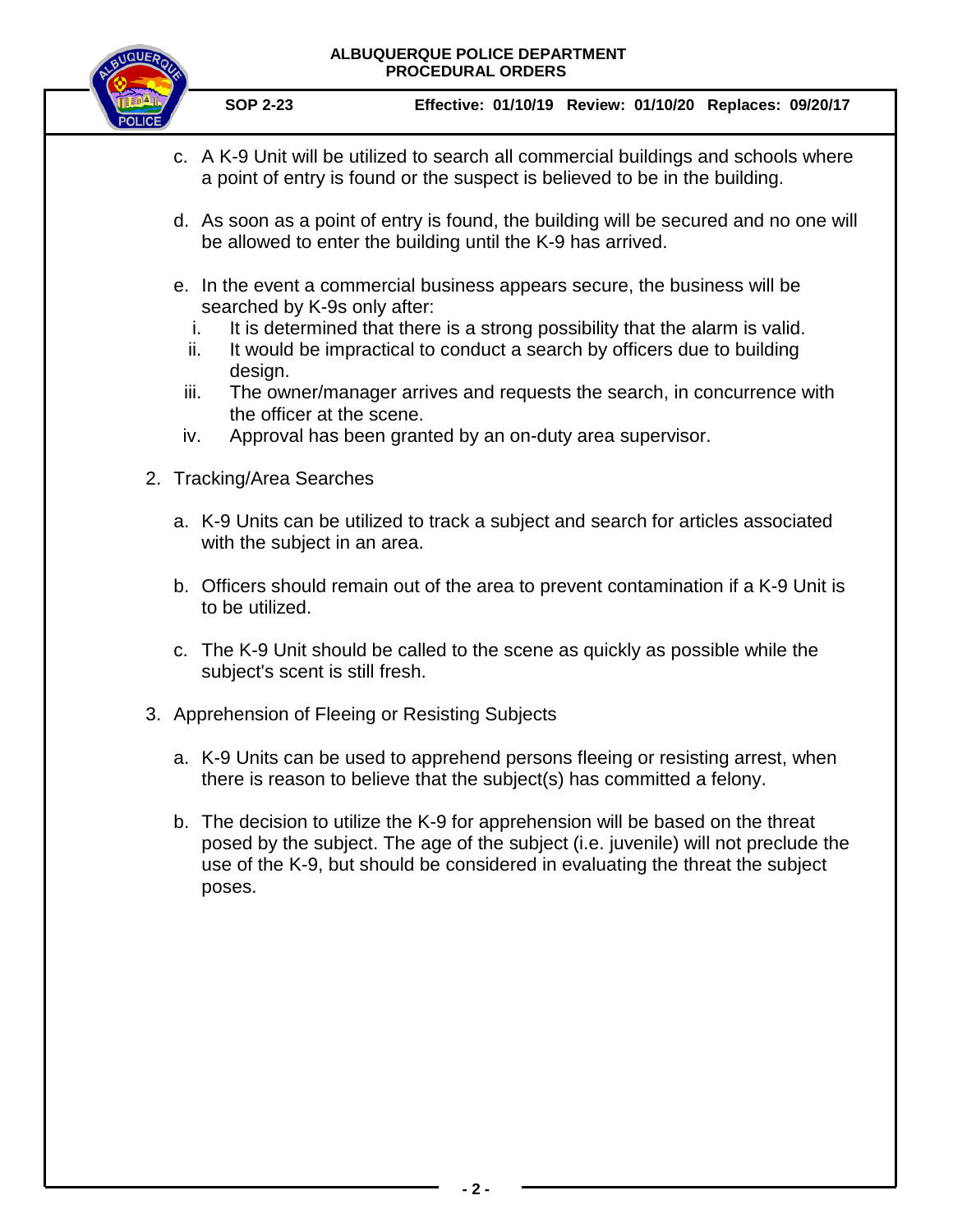c. A K-9 Unit will be utilized to search all commercial buildings and schools where a point of entry is found or the suspect is believed to be in the building.

d. As soon as a point of entry is found, the building will be secured and no one will be allowed to enter the building until the K-9 has arrived.

e. In the event a commercial business appears secure, the business will be searched by K-9s only after:

   i. It is determined that there is a strong possibility that the alarm is valid.
   ii. It would be impractical to conduct a search by officers due to building design.
   iii. The owner/manager arrives and requests the search, in concurrence with the officer at the scene.
   iv. Approval has been granted by an on-duty area supervisor.

2. Tracking/Area Searches

   a. K-9 Units can be utilized to track a subject and search for articles associated with the subject in an area.

   b. Officers should remain out of the area to prevent contamination if a K-9 Unit is to be utilized.

   c. The K-9 Unit should be called to the scene as quickly as possible while the subject's scent is still fresh.

3. Apprehension of Fleeing or Resisting Subjects

   a. K-9 Units can be used to apprehend persons fleeing or resisting arrest, when there is reason to believe that the subject(s) has committed a felony.

   b. The decision to utilize the K-9 for apprehension will be based on the threat posed by the subject. The age of the subject (i.e. juvenile) will not preclude the use of the K-9, but should be considered in evaluating the threat the subject poses.